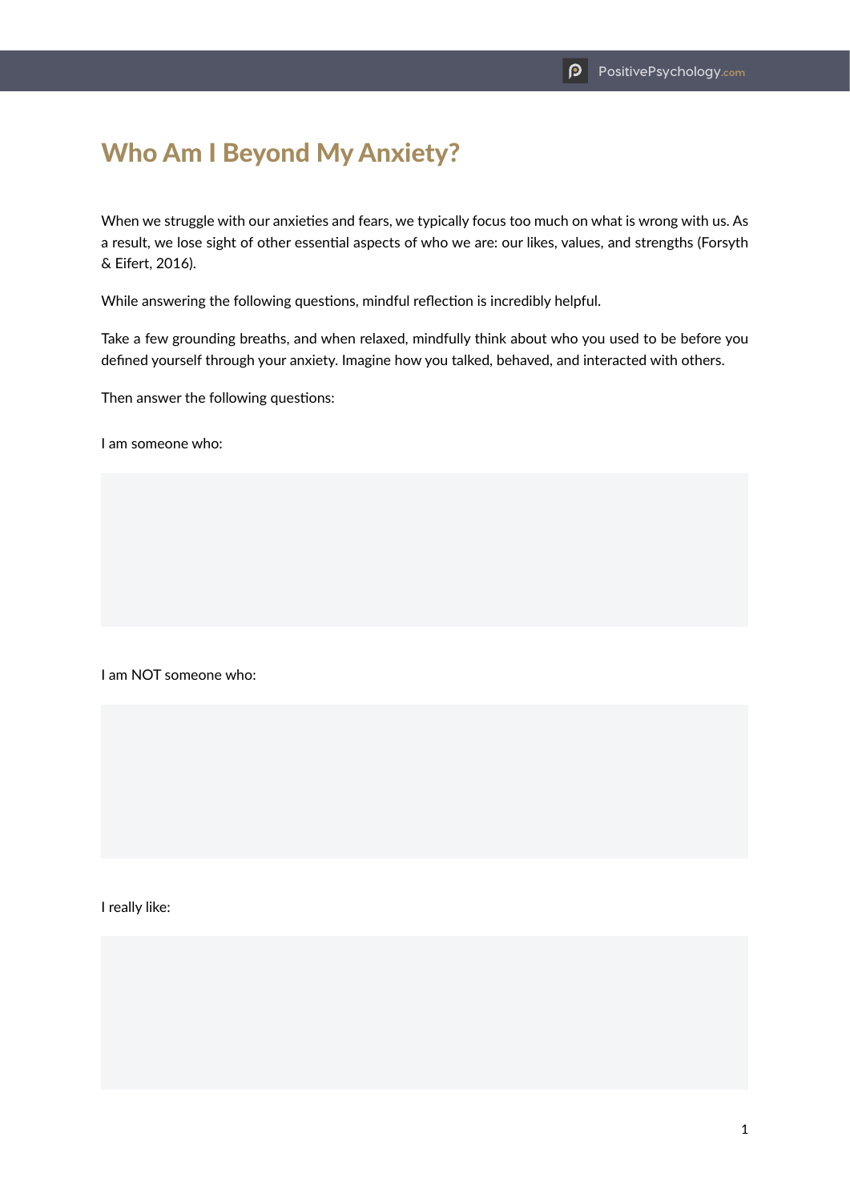# Who Am I Beyond My Anxiety?

When we struggle with our anxieties and fears, we typically focus too much on what is wrong with us. As a result, we lose sight of other essential aspects of who we are: our likes, values, and strengths (Forsyth & Eifert, 2016).

While answering the following questions, mindful reflection is incredibly helpful.

Take a few grounding breaths, and when relaxed, mindfully think about who you used to be before you defined yourself through your anxiety. Imagine how you talked, behaved, and interacted with others.

Then answer the following questions:

I am someone who:

I am NOT someone who:

I really like: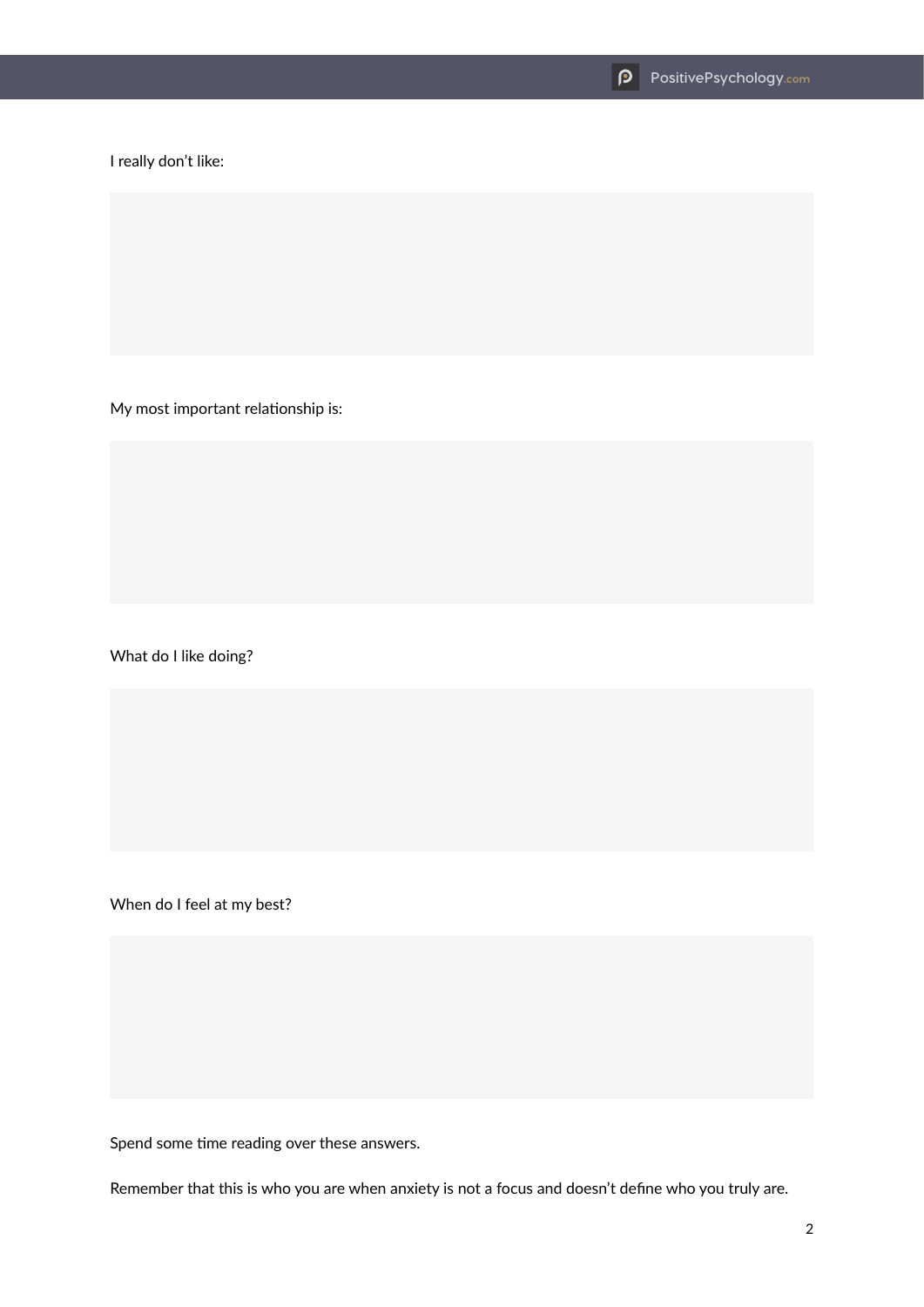I really don't like:

My most important relationship is:

What do I like doing?

When do I feel at my best?

Spend some time reading over these answers.

Remember that this is who you are when anxiety is not a focus and doesn't define who you truly are.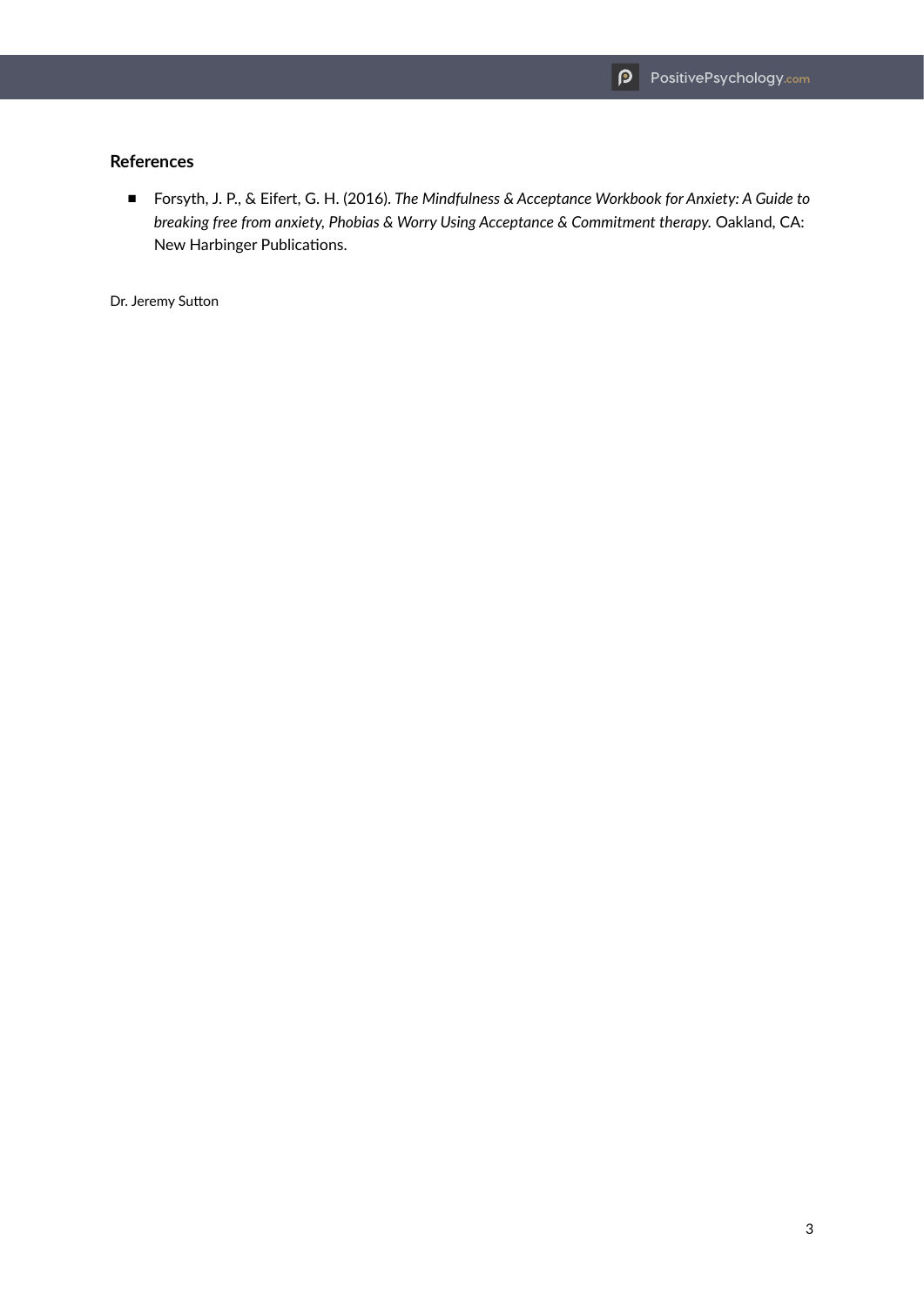## References

- Forsyth, J. P., & Eifert, G. H. (2016). *The Mindfulness & Acceptance Workbook for Anxiety: A Guide to breaking free from anxiety, Phobias & Worry Using Acceptance & Commitment therapy.* Oakland, CA: New Harbinger Publications.

Dr. Jeremy Sutton